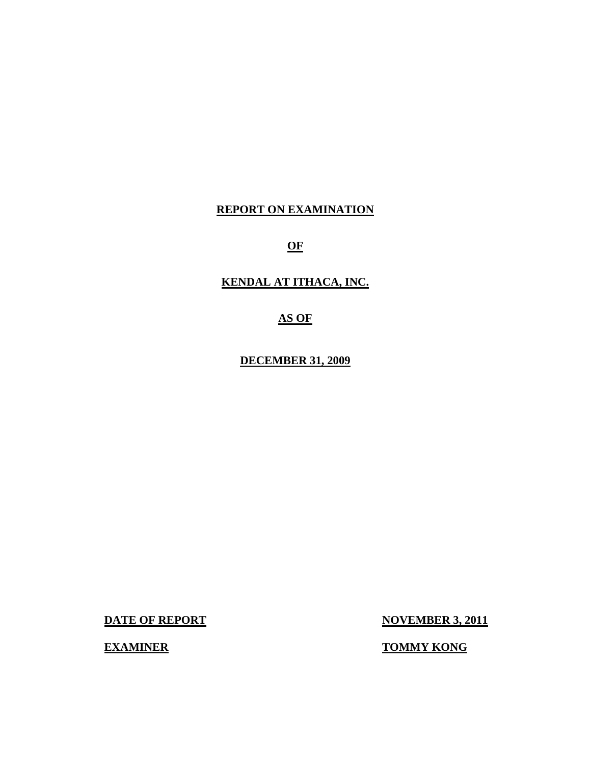**REPORT ON EXAMINATION**

**OF**

**KENDAL AT ITHACA, INC.**

**AS OF**

**DECEMBER 31, 2009**

**DATE OF REPORT** **NOVEMBER 3, 2011**

**EXAMINER** **TOMMY KONG**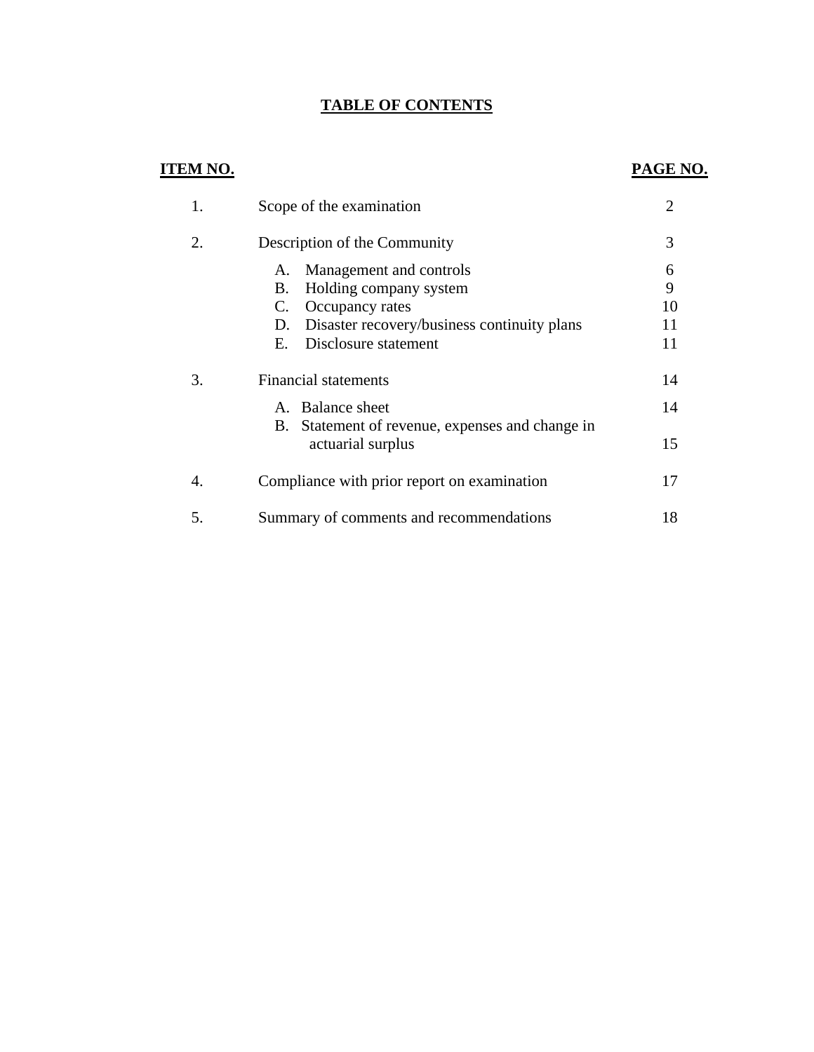# TABLE OF CONTENTS

| ITEM NO. | | PAGE NO. |
|---|---|---|
| 1. | Scope of the examination | 2 |
| 2. | Description of the Community | 3 |
| | A. Management and controls | 6 |
| | B. Holding company system | 9 |
| | C. Occupancy rates | 10 |
| | D. Disaster recovery/business continuity plans | 11 |
| | E. Disclosure statement | 11 |
| 3. | Financial statements | 14 |
| | A. Balance sheet | 14 |
| | B. Statement of revenue, expenses and change in actuarial surplus | 15 |
| 4. | Compliance with prior report on examination | 17 |
| 5. | Summary of comments and recommendations | 18 |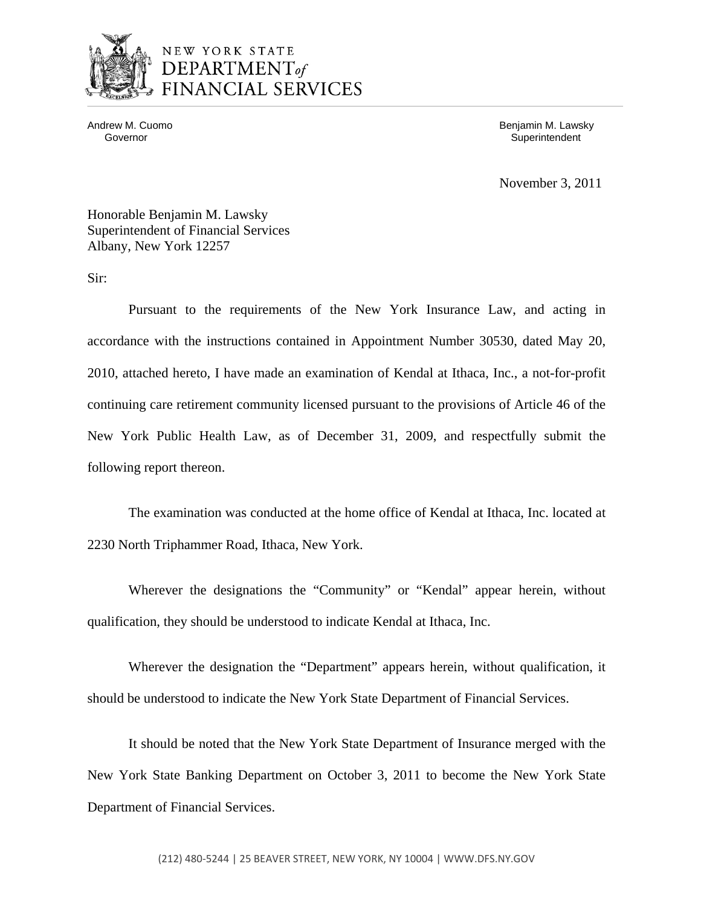NEW YORK STATE
DEPARTMENT *of*
FINANCIAL SERVICES

Andrew M. Cuomo
Governor

Benjamin M. Lawsky
Superintendent

November 3, 2011

Honorable Benjamin M. Lawsky
Superintendent of Financial Services
Albany, New York 12257

Sir:

Pursuant to the requirements of the New York Insurance Law, and acting in accordance with the instructions contained in Appointment Number 30530, dated May 20, 2010, attached hereto, I have made an examination of Kendal at Ithaca, Inc., a not-for-profit continuing care retirement community licensed pursuant to the provisions of Article 46 of the New York Public Health Law, as of December 31, 2009, and respectfully submit the following report thereon.

The examination was conducted at the home office of Kendal at Ithaca, Inc. located at 2230 North Triphammer Road, Ithaca, New York.

Wherever the designations the "Community" or "Kendal" appear herein, without qualification, they should be understood to indicate Kendal at Ithaca, Inc.

Wherever the designation the "Department" appears herein, without qualification, it should be understood to indicate the New York State Department of Financial Services.

It should be noted that the New York State Department of Insurance merged with the New York State Banking Department on October 3, 2011 to become the New York State Department of Financial Services.

(212) 480-5244 | 25 BEAVER STREET, NEW YORK, NY 10004 | WWW.DFS.NY.GOV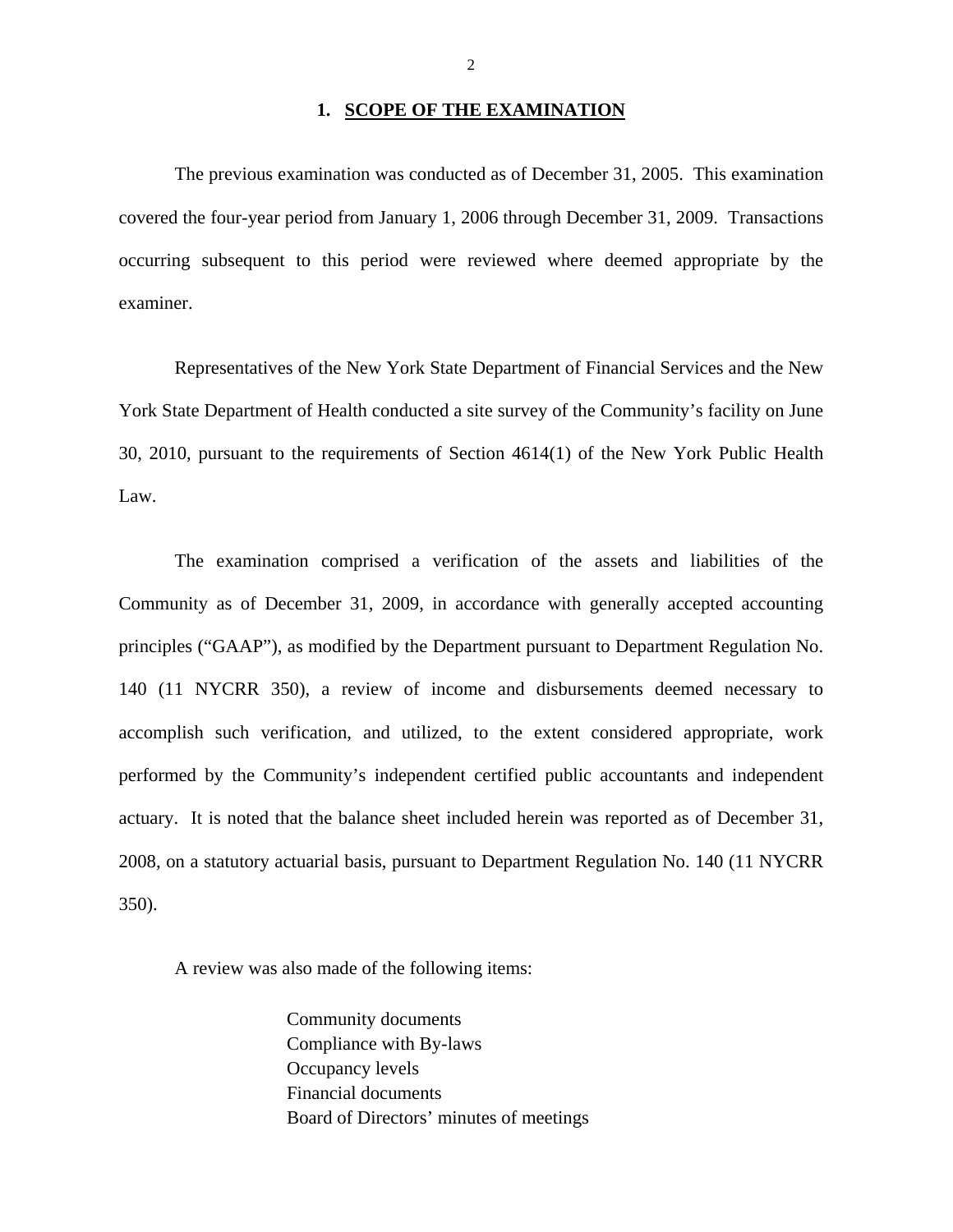## 1. SCOPE OF THE EXAMINATION

The previous examination was conducted as of December 31, 2005. This examination covered the four-year period from January 1, 2006 through December 31, 2009. Transactions occurring subsequent to this period were reviewed where deemed appropriate by the examiner.

Representatives of the New York State Department of Financial Services and the New York State Department of Health conducted a site survey of the Community's facility on June 30, 2010, pursuant to the requirements of Section 4614(1) of the New York Public Health Law.

The examination comprised a verification of the assets and liabilities of the Community as of December 31, 2009, in accordance with generally accepted accounting principles ("GAAP"), as modified by the Department pursuant to Department Regulation No. 140 (11 NYCRR 350), a review of income and disbursements deemed necessary to accomplish such verification, and utilized, to the extent considered appropriate, work performed by the Community's independent certified public accountants and independent actuary. It is noted that the balance sheet included herein was reported as of December 31, 2008, on a statutory actuarial basis, pursuant to Department Regulation No. 140 (11 NYCRR 350).

A review was also made of the following items:

Community documents
Compliance with By-laws
Occupancy levels
Financial documents
Board of Directors' minutes of meetings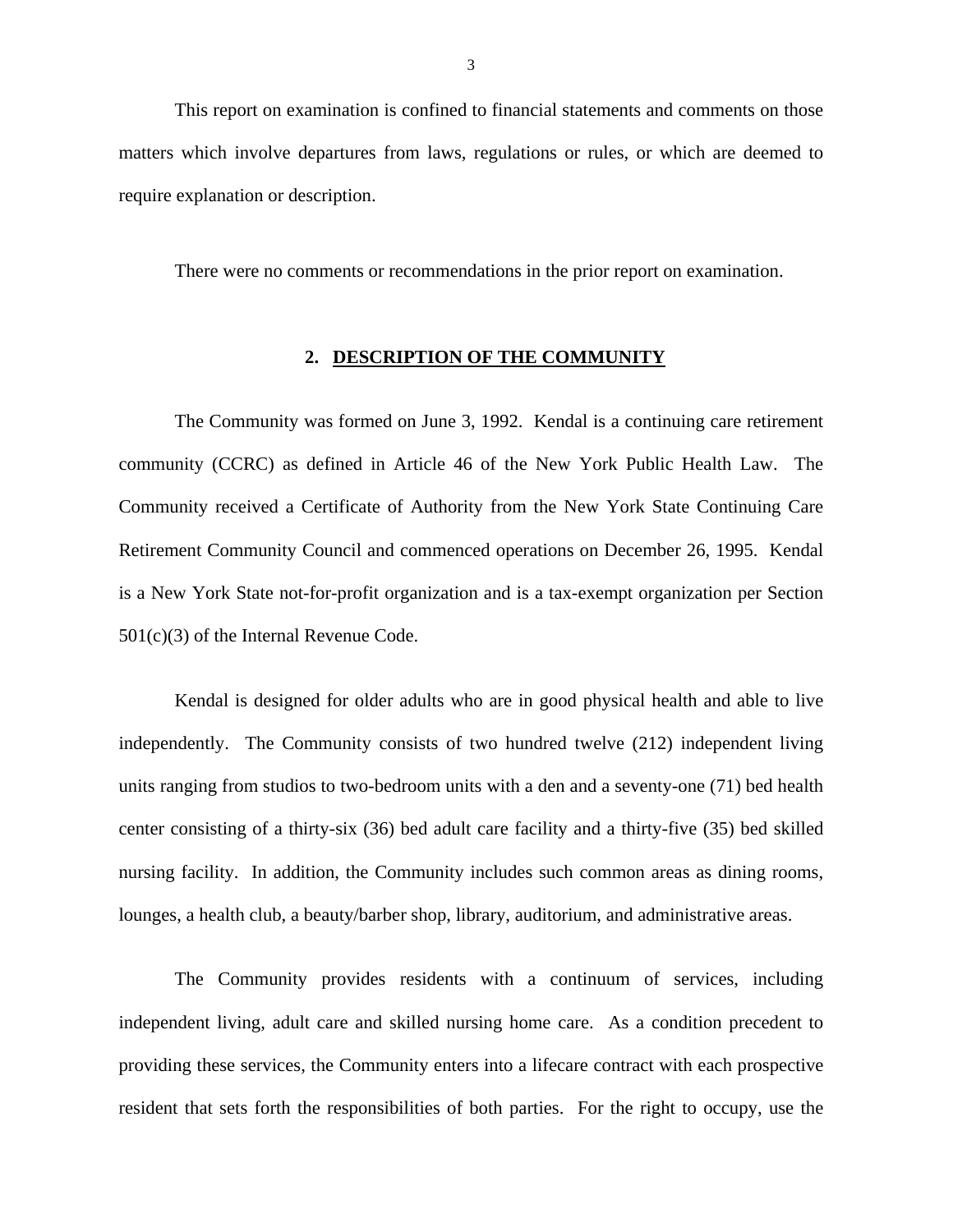This report on examination is confined to financial statements and comments on those matters which involve departures from laws, regulations or rules, or which are deemed to require explanation or description.

There were no comments or recommendations in the prior report on examination.

## 2. DESCRIPTION OF THE COMMUNITY

The Community was formed on June 3, 1992. Kendal is a continuing care retirement community (CCRC) as defined in Article 46 of the New York Public Health Law. The Community received a Certificate of Authority from the New York State Continuing Care Retirement Community Council and commenced operations on December 26, 1995. Kendal is a New York State not-for-profit organization and is a tax-exempt organization per Section 501(c)(3) of the Internal Revenue Code.

Kendal is designed for older adults who are in good physical health and able to live independently. The Community consists of two hundred twelve (212) independent living units ranging from studios to two-bedroom units with a den and a seventy-one (71) bed health center consisting of a thirty-six (36) bed adult care facility and a thirty-five (35) bed skilled nursing facility. In addition, the Community includes such common areas as dining rooms, lounges, a health club, a beauty/barber shop, library, auditorium, and administrative areas.

The Community provides residents with a continuum of services, including independent living, adult care and skilled nursing home care. As a condition precedent to providing these services, the Community enters into a lifecare contract with each prospective resident that sets forth the responsibilities of both parties. For the right to occupy, use the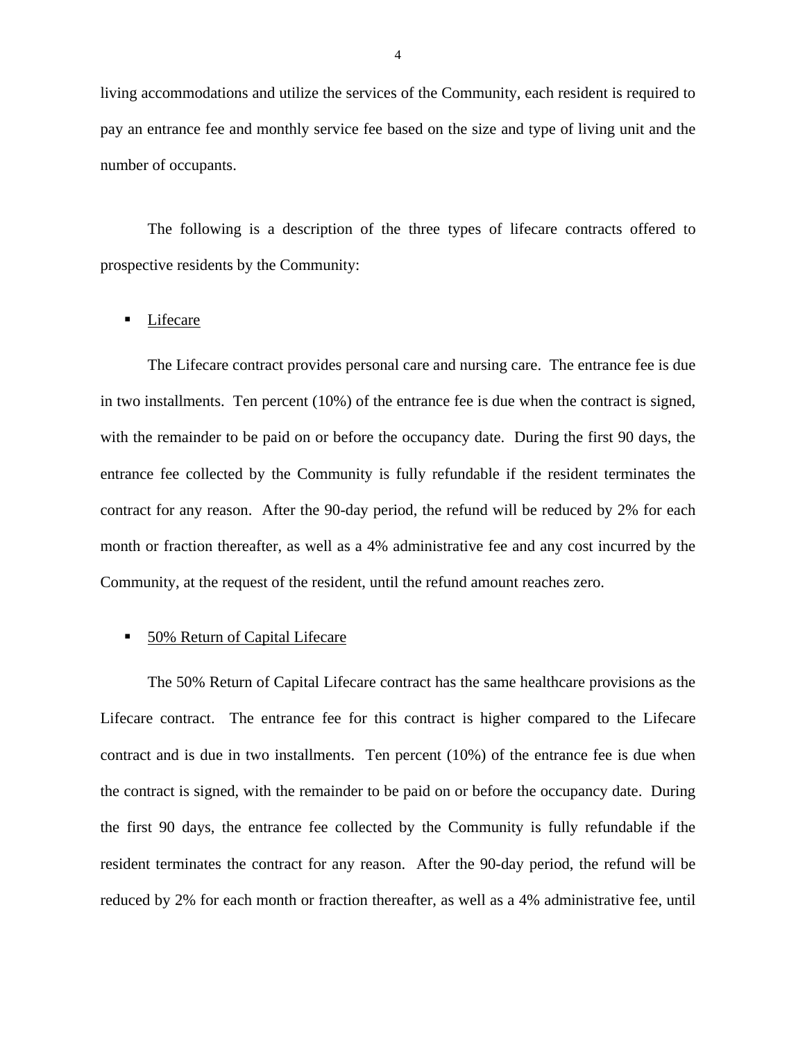living accommodations and utilize the services of the Community, each resident is required to pay an entrance fee and monthly service fee based on the size and type of living unit and the number of occupants.

The following is a description of the three types of lifecare contracts offered to prospective residents by the Community:

- Lifecare

The Lifecare contract provides personal care and nursing care. The entrance fee is due in two installments. Ten percent (10%) of the entrance fee is due when the contract is signed, with the remainder to be paid on or before the occupancy date. During the first 90 days, the entrance fee collected by the Community is fully refundable if the resident terminates the contract for any reason. After the 90-day period, the refund will be reduced by 2% for each month or fraction thereafter, as well as a 4% administrative fee and any cost incurred by the Community, at the request of the resident, until the refund amount reaches zero.

- 50% Return of Capital Lifecare

The 50% Return of Capital Lifecare contract has the same healthcare provisions as the Lifecare contract. The entrance fee for this contract is higher compared to the Lifecare contract and is due in two installments. Ten percent (10%) of the entrance fee is due when the contract is signed, with the remainder to be paid on or before the occupancy date. During the first 90 days, the entrance fee collected by the Community is fully refundable if the resident terminates the contract for any reason. After the 90-day period, the refund will be reduced by 2% for each month or fraction thereafter, as well as a 4% administrative fee, until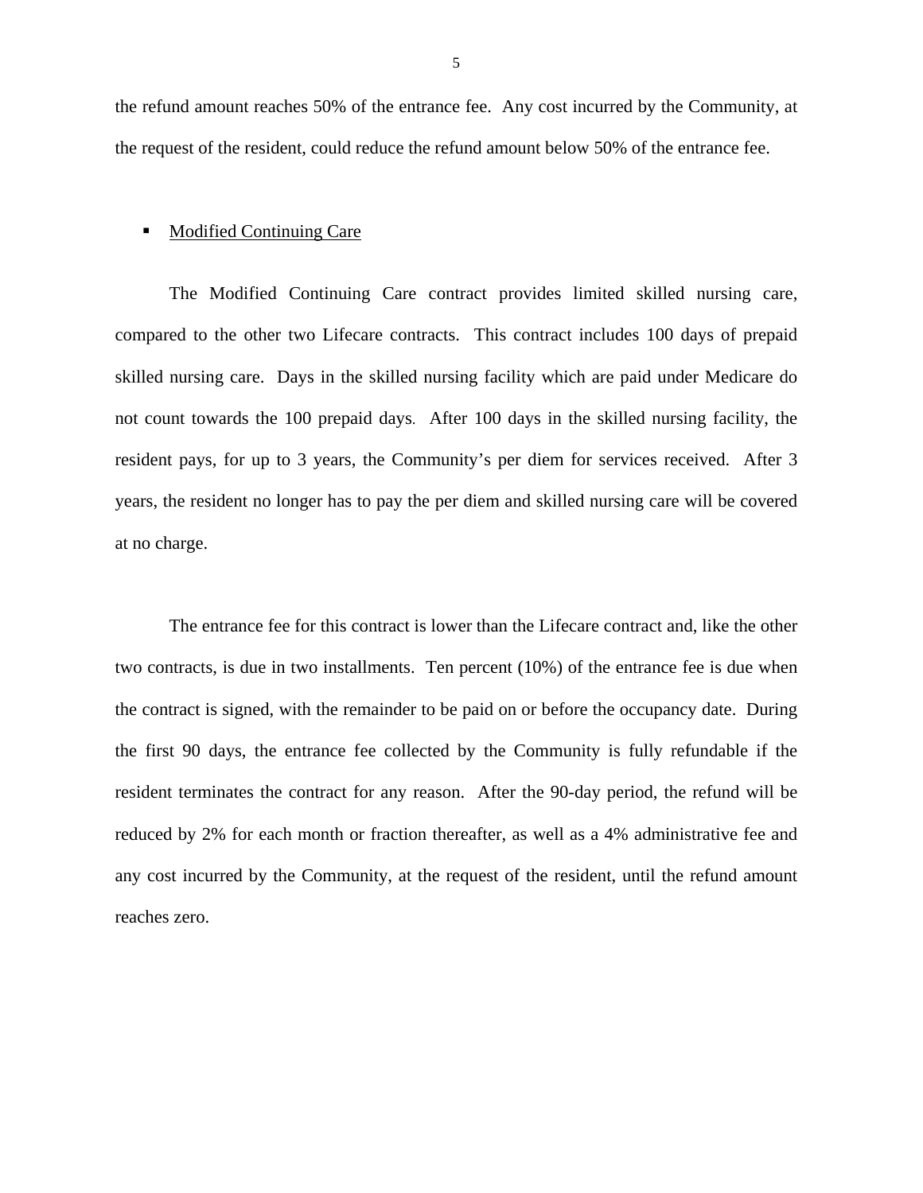the refund amount reaches 50% of the entrance fee. Any cost incurred by the Community, at the request of the resident, could reduce the refund amount below 50% of the entrance fee.

- Modified Continuing Care

The Modified Continuing Care contract provides limited skilled nursing care, compared to the other two Lifecare contracts. This contract includes 100 days of prepaid skilled nursing care. Days in the skilled nursing facility which are paid under Medicare do not count towards the 100 prepaid days. After 100 days in the skilled nursing facility, the resident pays, for up to 3 years, the Community's per diem for services received. After 3 years, the resident no longer has to pay the per diem and skilled nursing care will be covered at no charge.

The entrance fee for this contract is lower than the Lifecare contract and, like the other two contracts, is due in two installments. Ten percent (10%) of the entrance fee is due when the contract is signed, with the remainder to be paid on or before the occupancy date. During the first 90 days, the entrance fee collected by the Community is fully refundable if the resident terminates the contract for any reason. After the 90-day period, the refund will be reduced by 2% for each month or fraction thereafter, as well as a 4% administrative fee and any cost incurred by the Community, at the request of the resident, until the refund amount reaches zero.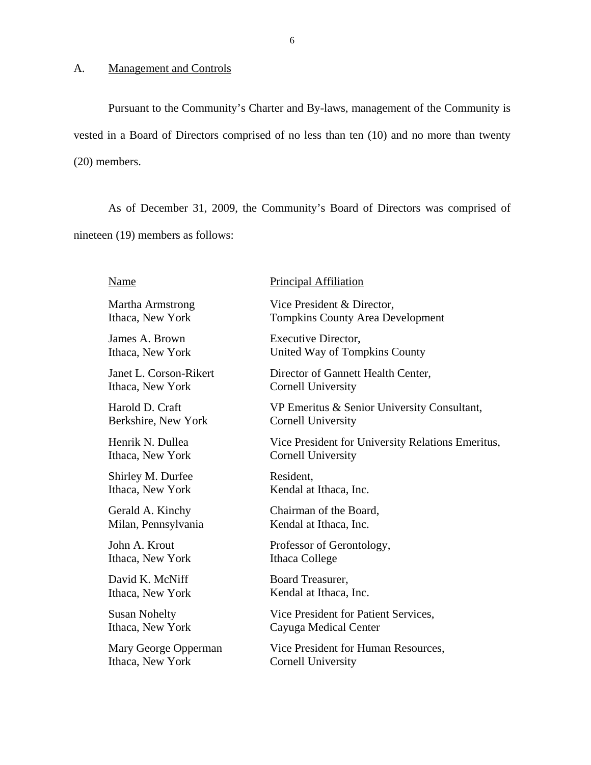## A. Management and Controls

Pursuant to the Community's Charter and By-laws, management of the Community is vested in a Board of Directors comprised of no less than ten (10) and no more than twenty (20) members.

As of December 31, 2009, the Community's Board of Directors was comprised of nineteen (19) members as follows:

| Name | Principal Affiliation |
|---|---|
| Martha Armstrong<br>Ithaca, New York | Vice President & Director,<br>Tompkins County Area Development |
| James A. Brown<br>Ithaca, New York | Executive Director,<br>United Way of Tompkins County |
| Janet L. Corson-Rikert<br>Ithaca, New York | Director of Gannett Health Center,<br>Cornell University |
| Harold D. Craft<br>Berkshire, New York | VP Emeritus & Senior University Consultant,<br>Cornell University |
| Henrik N. Dullea<br>Ithaca, New York | Vice President for University Relations Emeritus,<br>Cornell University |
| Shirley M. Durfee<br>Ithaca, New York | Resident,<br>Kendal at Ithaca, Inc. |
| Gerald A. Kinchy<br>Milan, Pennsylvania | Chairman of the Board,<br>Kendal at Ithaca, Inc. |
| John A. Krout<br>Ithaca, New York | Professor of Gerontology,<br>Ithaca College |
| David K. McNiff<br>Ithaca, New York | Board Treasurer,<br>Kendal at Ithaca, Inc. |
| Susan Nohelty<br>Ithaca, New York | Vice President for Patient Services,<br>Cayuga Medical Center |
| Mary George Opperman<br>Ithaca, New York | Vice President for Human Resources,<br>Cornell University |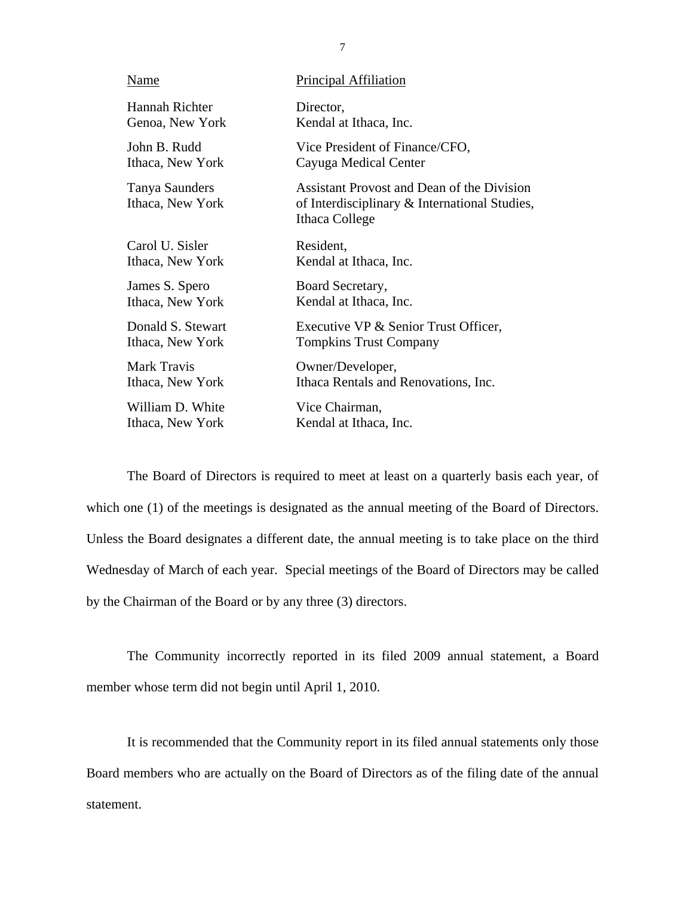| Name | Principal Affiliation |
|---|---|
| Hannah Richter<br>Genoa, New York | Director,<br>Kendal at Ithaca, Inc. |
| John B. Rudd<br>Ithaca, New York | Vice President of Finance/CFO,<br>Cayuga Medical Center |
| Tanya Saunders<br>Ithaca, New York | Assistant Provost and Dean of the Division of Interdisciplinary & International Studies, Ithaca College |
| Carol U. Sisler<br>Ithaca, New York | Resident,<br>Kendal at Ithaca, Inc. |
| James S. Spero<br>Ithaca, New York | Board Secretary,<br>Kendal at Ithaca, Inc. |
| Donald S. Stewart<br>Ithaca, New York | Executive VP & Senior Trust Officer,<br>Tompkins Trust Company |
| Mark Travis<br>Ithaca, New York | Owner/Developer,<br>Ithaca Rentals and Renovations, Inc. |
| William D. White<br>Ithaca, New York | Vice Chairman,<br>Kendal at Ithaca, Inc. |

The Board of Directors is required to meet at least on a quarterly basis each year, of which one (1) of the meetings is designated as the annual meeting of the Board of Directors. Unless the Board designates a different date, the annual meeting is to take place on the third Wednesday of March of each year. Special meetings of the Board of Directors may be called by the Chairman of the Board or by any three (3) directors.

The Community incorrectly reported in its filed 2009 annual statement, a Board member whose term did not begin until April 1, 2010.

It is recommended that the Community report in its filed annual statements only those Board members who are actually on the Board of Directors as of the filing date of the annual statement.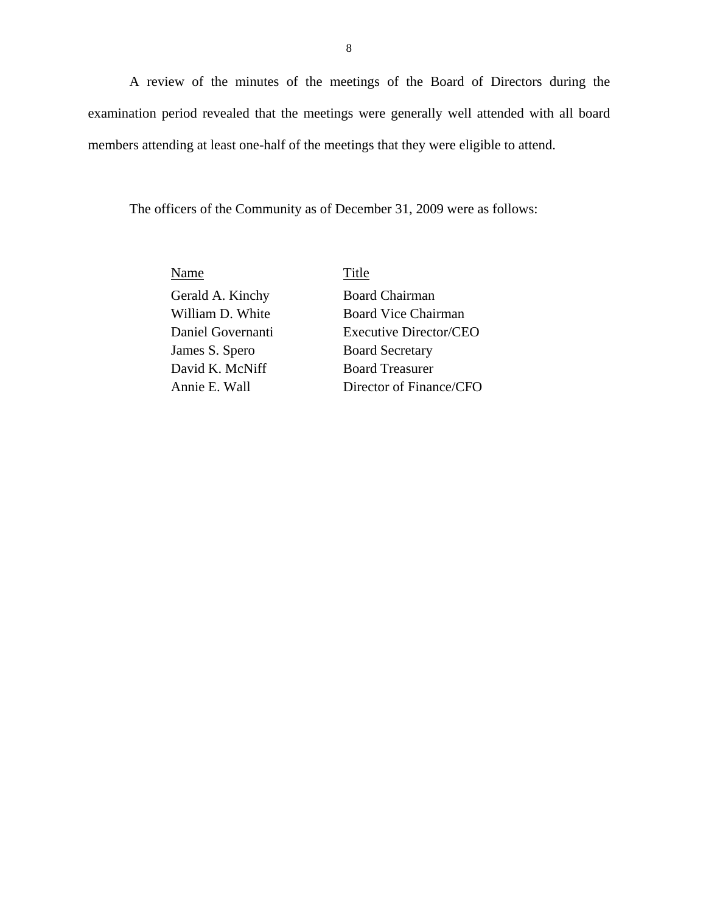A review of the minutes of the meetings of the Board of Directors during the examination period revealed that the meetings were generally well attended with all board members attending at least one-half of the meetings that they were eligible to attend.

The officers of the Community as of December 31, 2009 were as follows:

| Name | Title |
|---|---|
| Gerald A. Kinchy | Board Chairman |
| William D. White | Board Vice Chairman |
| Daniel Governanti | Executive Director/CEO |
| James S. Spero | Board Secretary |
| David K. McNiff | Board Treasurer |
| Annie E. Wall | Director of Finance/CFO |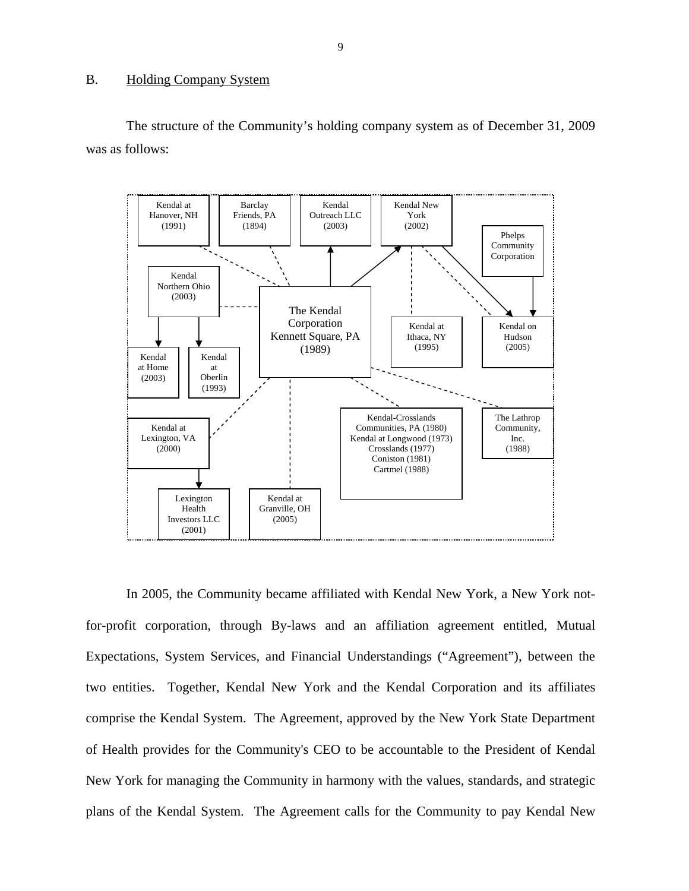## B. Holding Company System

The structure of the Community's holding company system as of December 31, 2009 was as follows:

Kendal at Hanover, NH (1991)

Barclay Friends, PA (1894)

Kendal Outreach LLC (2003)

Kendal New York (2002)

Phelps Community Corporation

Kendal Northern Ohio (2003)

The Kendal Corporation Kennett Square, PA (1989)

Kendal at Ithaca, NY (1995)

Kendal on Hudson (2005)

Kendal at Home (2003)

Kendal at Oberlin (1993)

Kendal at Lexington, VA (2000)

Kendal-Crosslands Communities, PA (1980)
Kendal at Longwood (1973)
Crosslands (1977)
Coniston (1981)
Cartmel (1988)

The Lathrop Community, Inc. (1988)

Lexington Health Investors LLC (2001)

Kendal at Granville, OH (2005)

In 2005, the Community became affiliated with Kendal New York, a New York not-for-profit corporation, through By-laws and an affiliation agreement entitled, Mutual Expectations, System Services, and Financial Understandings ("Agreement"), between the two entities. Together, Kendal New York and the Kendal Corporation and its affiliates comprise the Kendal System. The Agreement, approved by the New York State Department of Health provides for the Community's CEO to be accountable to the President of Kendal New York for managing the Community in harmony with the values, standards, and strategic plans of the Kendal System. The Agreement calls for the Community to pay Kendal New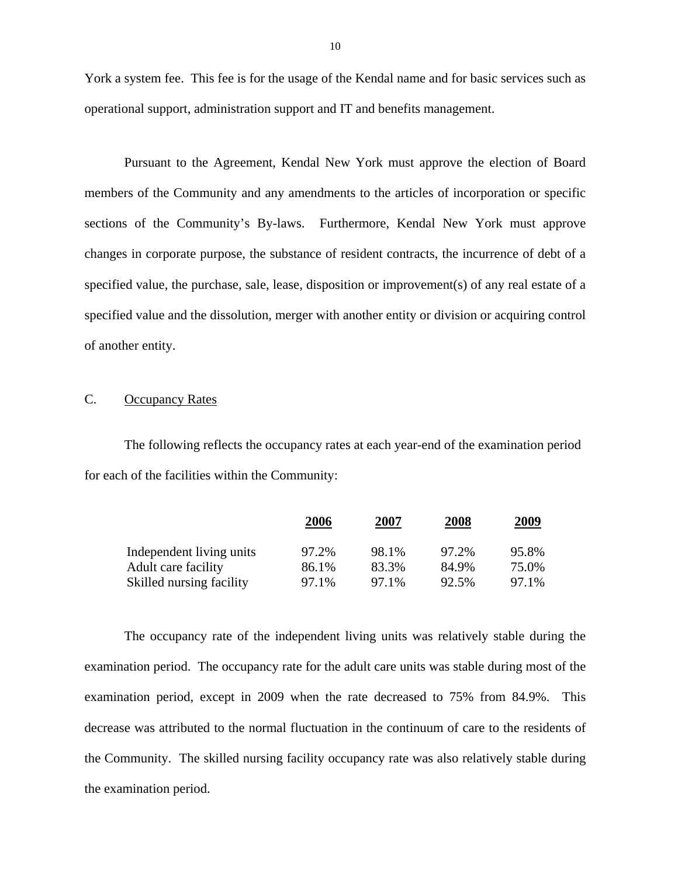York a system fee. This fee is for the usage of the Kendal name and for basic services such as operational support, administration support and IT and benefits management.

Pursuant to the Agreement, Kendal New York must approve the election of Board members of the Community and any amendments to the articles of incorporation or specific sections of the Community's By-laws. Furthermore, Kendal New York must approve changes in corporate purpose, the substance of resident contracts, the incurrence of debt of a specified value, the purchase, sale, lease, disposition or improvement(s) of any real estate of a specified value and the dissolution, merger with another entity or division or acquiring control of another entity.

## C. Occupancy Rates

The following reflects the occupancy rates at each year-end of the examination period for each of the facilities within the Community:

| | 2006 | 2007 | 2008 | 2009 |
|---|---|---|---|---|
| Independent living units | 97.2% | 98.1% | 97.2% | 95.8% |
| Adult care facility | 86.1% | 83.3% | 84.9% | 75.0% |
| Skilled nursing facility | 97.1% | 97.1% | 92.5% | 97.1% |

The occupancy rate of the independent living units was relatively stable during the examination period. The occupancy rate for the adult care units was stable during most of the examination period, except in 2009 when the rate decreased to 75% from 84.9%. This decrease was attributed to the normal fluctuation in the continuum of care to the residents of the Community. The skilled nursing facility occupancy rate was also relatively stable during the examination period.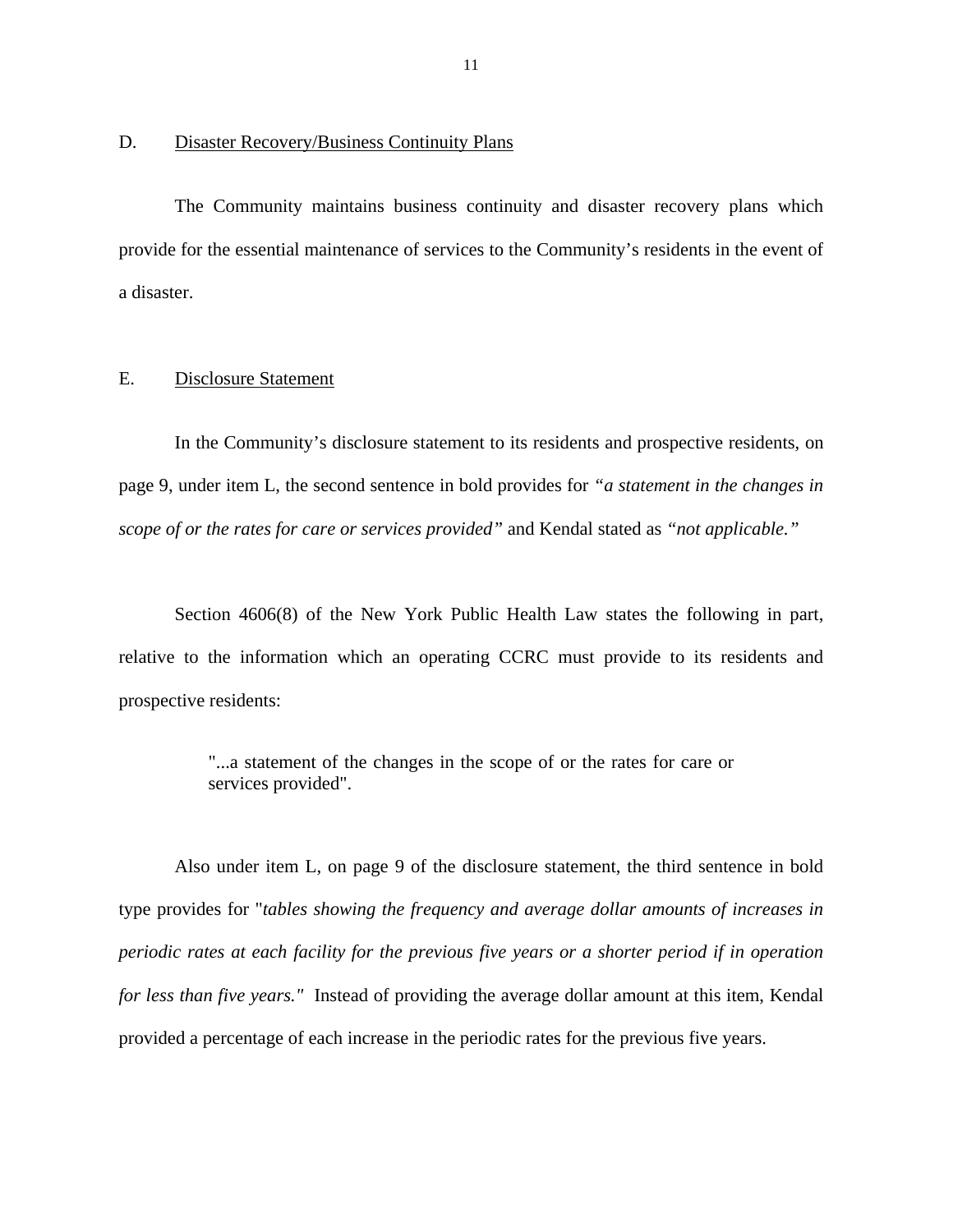## D. Disaster Recovery/Business Continuity Plans

The Community maintains business continuity and disaster recovery plans which provide for the essential maintenance of services to the Community's residents in the event of a disaster.

## E. Disclosure Statement

In the Community's disclosure statement to its residents and prospective residents, on page 9, under item L, the second sentence in bold provides for *"a statement in the changes in scope of or the rates for care or services provided"* and Kendal stated as *"not applicable."*

Section 4606(8) of the New York Public Health Law states the following in part, relative to the information which an operating CCRC must provide to its residents and prospective residents:

> "...a statement of the changes in the scope of or the rates for care or services provided".

Also under item L, on page 9 of the disclosure statement, the third sentence in bold type provides for "*tables showing the frequency and average dollar amounts of increases in periodic rates at each facility for the previous five years or a shorter period if in operation for less than five years."* Instead of providing the average dollar amount at this item, Kendal provided a percentage of each increase in the periodic rates for the previous five years.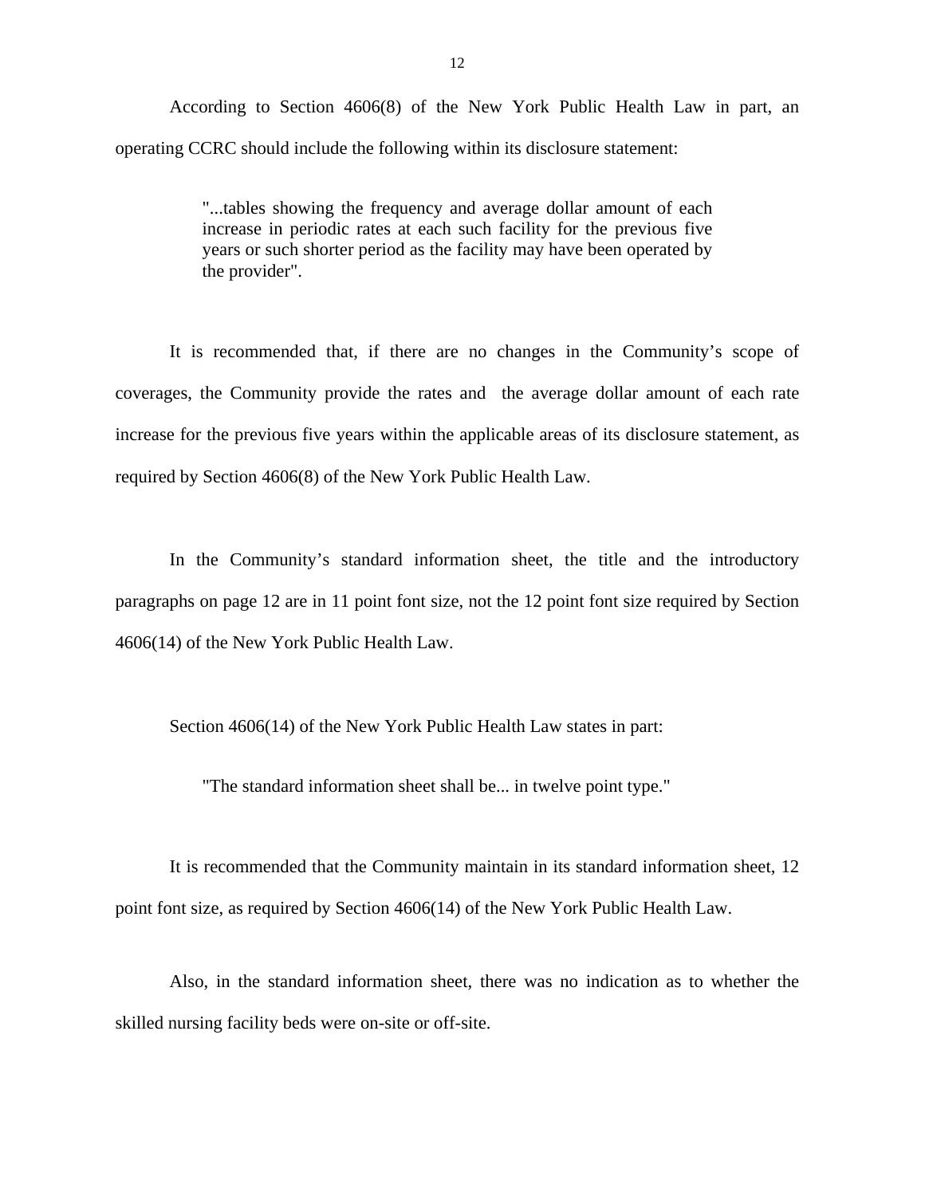According to Section 4606(8) of the New York Public Health Law in part, an operating CCRC should include the following within its disclosure statement:

> "...tables showing the frequency and average dollar amount of each increase in periodic rates at each such facility for the previous five years or such shorter period as the facility may have been operated by the provider".

It is recommended that, if there are no changes in the Community's scope of coverages, the Community provide the rates and the average dollar amount of each rate increase for the previous five years within the applicable areas of its disclosure statement, as required by Section 4606(8) of the New York Public Health Law.

In the Community's standard information sheet, the title and the introductory paragraphs on page 12 are in 11 point font size, not the 12 point font size required by Section 4606(14) of the New York Public Health Law.

Section 4606(14) of the New York Public Health Law states in part:

> "The standard information sheet shall be... in twelve point type."

It is recommended that the Community maintain in its standard information sheet, 12 point font size, as required by Section 4606(14) of the New York Public Health Law.

Also, in the standard information sheet, there was no indication as to whether the skilled nursing facility beds were on-site or off-site.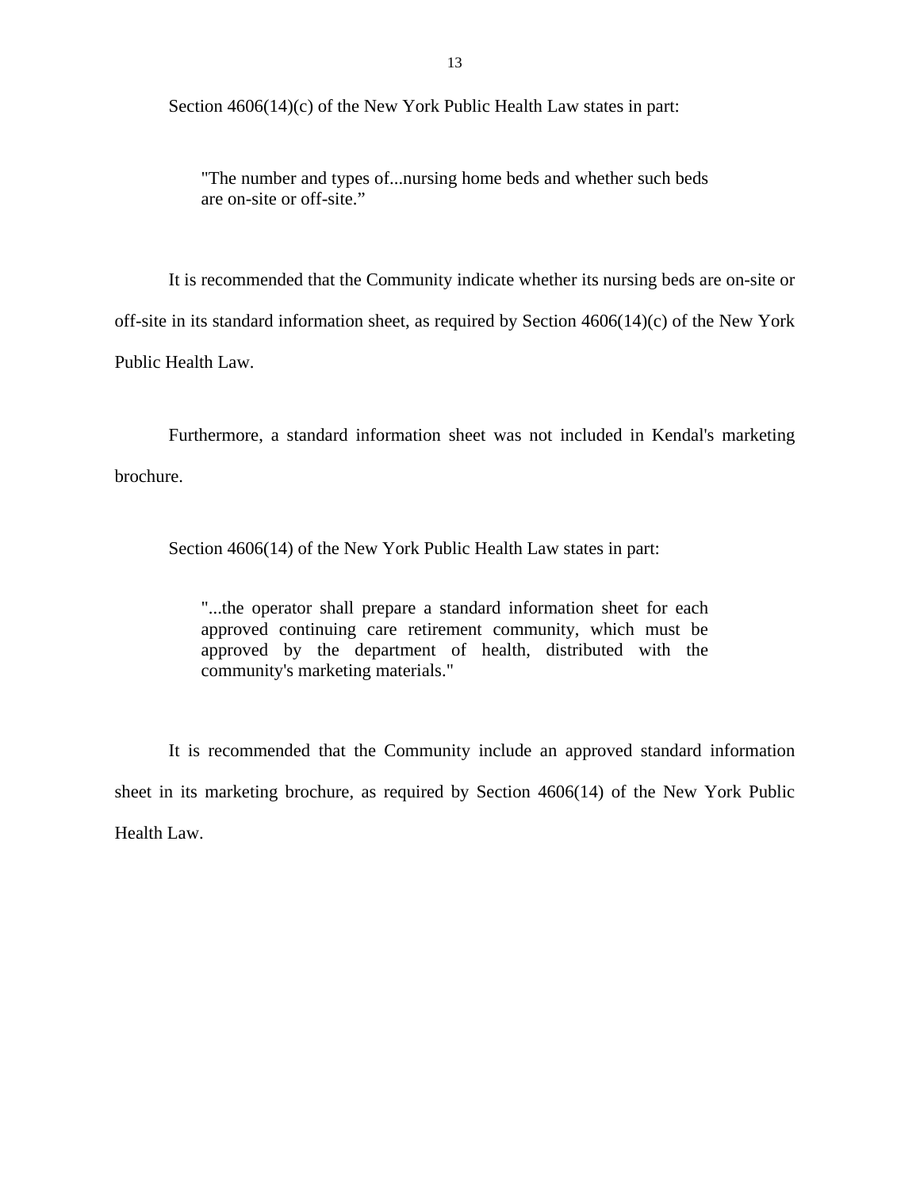Section 4606(14)(c) of the New York Public Health Law states in part:

> "The number and types of...nursing home beds and whether such beds are on-site or off-site."

It is recommended that the Community indicate whether its nursing beds are on-site or off-site in its standard information sheet, as required by Section 4606(14)(c) of the New York Public Health Law.

Furthermore, a standard information sheet was not included in Kendal's marketing brochure.

Section 4606(14) of the New York Public Health Law states in part:

> "...the operator shall prepare a standard information sheet for each approved continuing care retirement community, which must be approved by the department of health, distributed with the community's marketing materials."

It is recommended that the Community include an approved standard information sheet in its marketing brochure, as required by Section 4606(14) of the New York Public Health Law.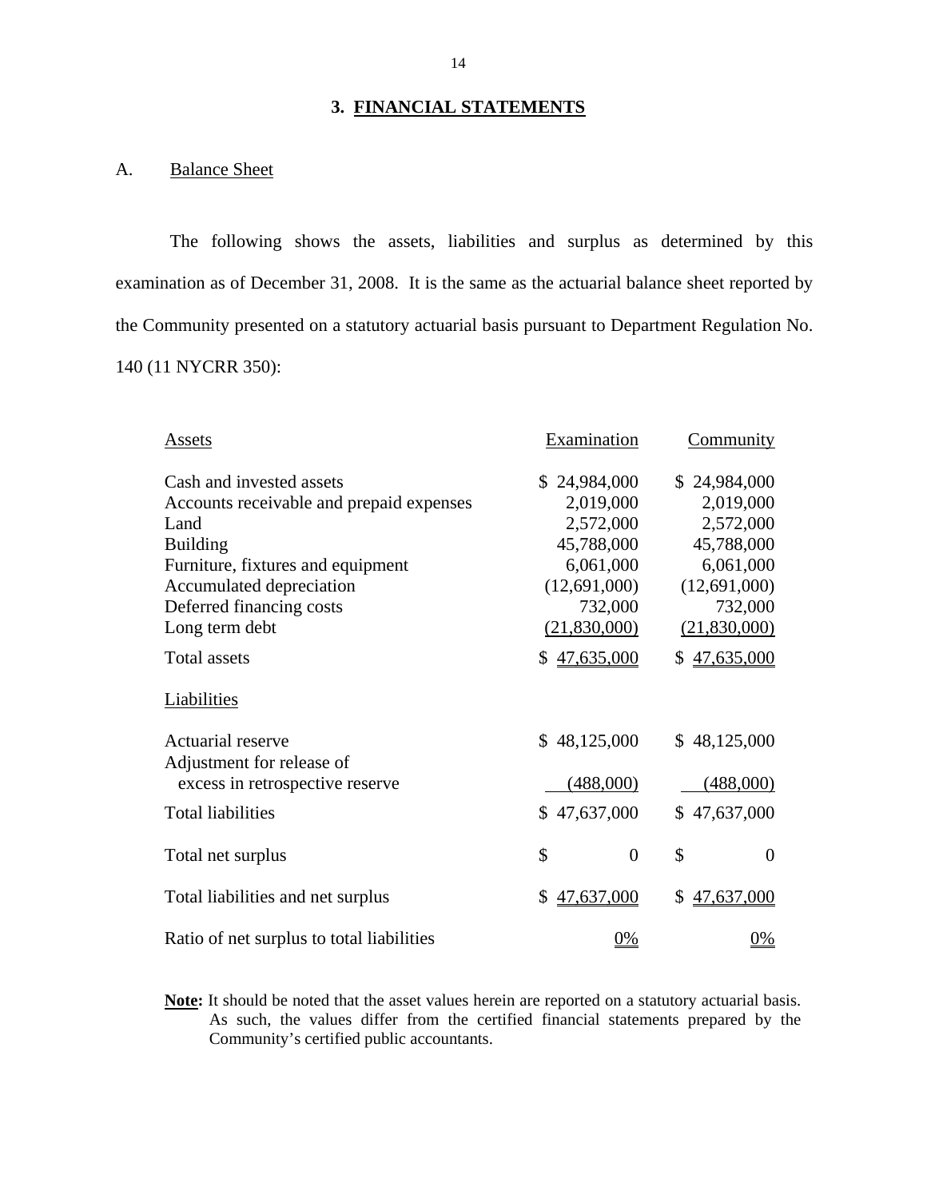## 3. FINANCIAL STATEMENTS

A. Balance Sheet

The following shows the assets, liabilities and surplus as determined by this examination as of December 31, 2008. It is the same as the actuarial balance sheet reported by the Community presented on a statutory actuarial basis pursuant to Department Regulation No. 140 (11 NYCRR 350):

| Assets | Examination | Community |
|---|---|---|
| Cash and invested assets | $ 24,984,000 | $ 24,984,000 |
| Accounts receivable and prepaid expenses | 2,019,000 | 2,019,000 |
| Land | 2,572,000 | 2,572,000 |
| Building | 45,788,000 | 45,788,000 |
| Furniture, fixtures and equipment | 6,061,000 | 6,061,000 |
| Accumulated depreciation | (12,691,000) | (12,691,000) |
| Deferred financing costs | 732,000 | 732,000 |
| Long term debt | (21,830,000) | (21,830,000) |
| Total assets | $ 47,635,000 | $ 47,635,000 |
| **Liabilities** | | |
| Actuarial reserve | $ 48,125,000 | $ 48,125,000 |
| Adjustment for release of excess in retrospective reserve | (488,000) | (488,000) |
| Total liabilities | $ 47,637,000 | $ 47,637,000 |
| Total net surplus | $ 0 | $ 0 |
| Total liabilities and net surplus | $ 47,637,000 | $ 47,637,000 |
| Ratio of net surplus to total liabilities | 0% | 0% |

**Note:** It should be noted that the asset values herein are reported on a statutory actuarial basis. As such, the values differ from the certified financial statements prepared by the Community's certified public accountants.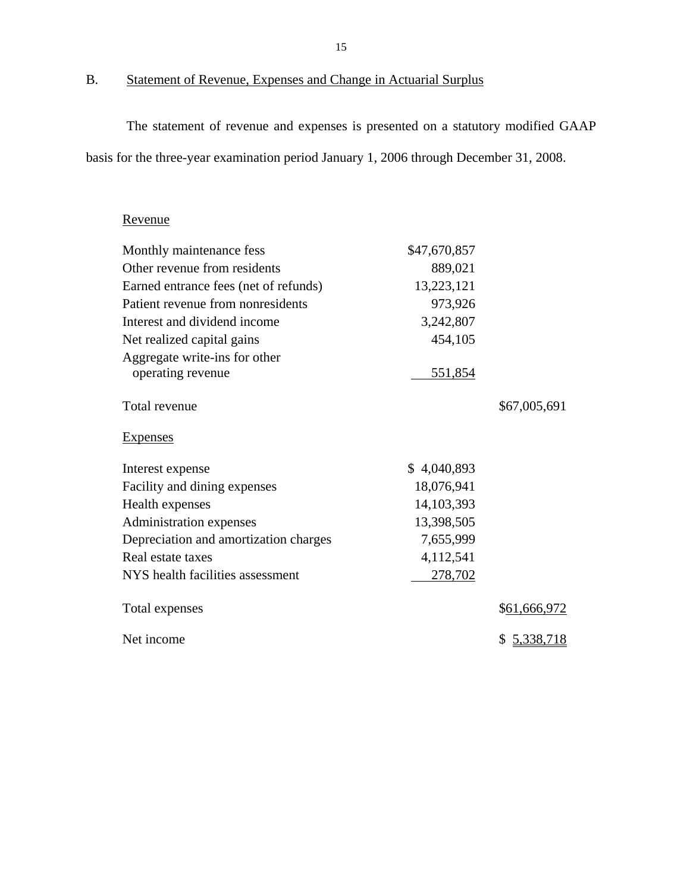## B. Statement of Revenue, Expenses and Change in Actuarial Surplus

The statement of revenue and expenses is presented on a statutory modified GAAP basis for the three-year examination period January 1, 2006 through December 31, 2008.

| | | |
|---|---|---|
| Revenue | | |
| Monthly maintenance fess | $47,670,857 | |
| Other revenue from residents | 889,021 | |
| Earned entrance fees (net of refunds) | 13,223,121 | |
| Patient revenue from nonresidents | 973,926 | |
| Interest and dividend income | 3,242,807 | |
| Net realized capital gains | 454,105 | |
| Aggregate write-ins for other operating revenue | 551,854 | |
| Total revenue | | $67,005,691 |
| Expenses | | |
| Interest expense | $ 4,040,893 | |
| Facility and dining expenses | 18,076,941 | |
| Health expenses | 14,103,393 | |
| Administration expenses | 13,398,505 | |
| Depreciation and amortization charges | 7,655,999 | |
| Real estate taxes | 4,112,541 | |
| NYS health facilities assessment | 278,702 | |
| Total expenses | | $61,666,972 |
| Net income | | $ 5,338,718 |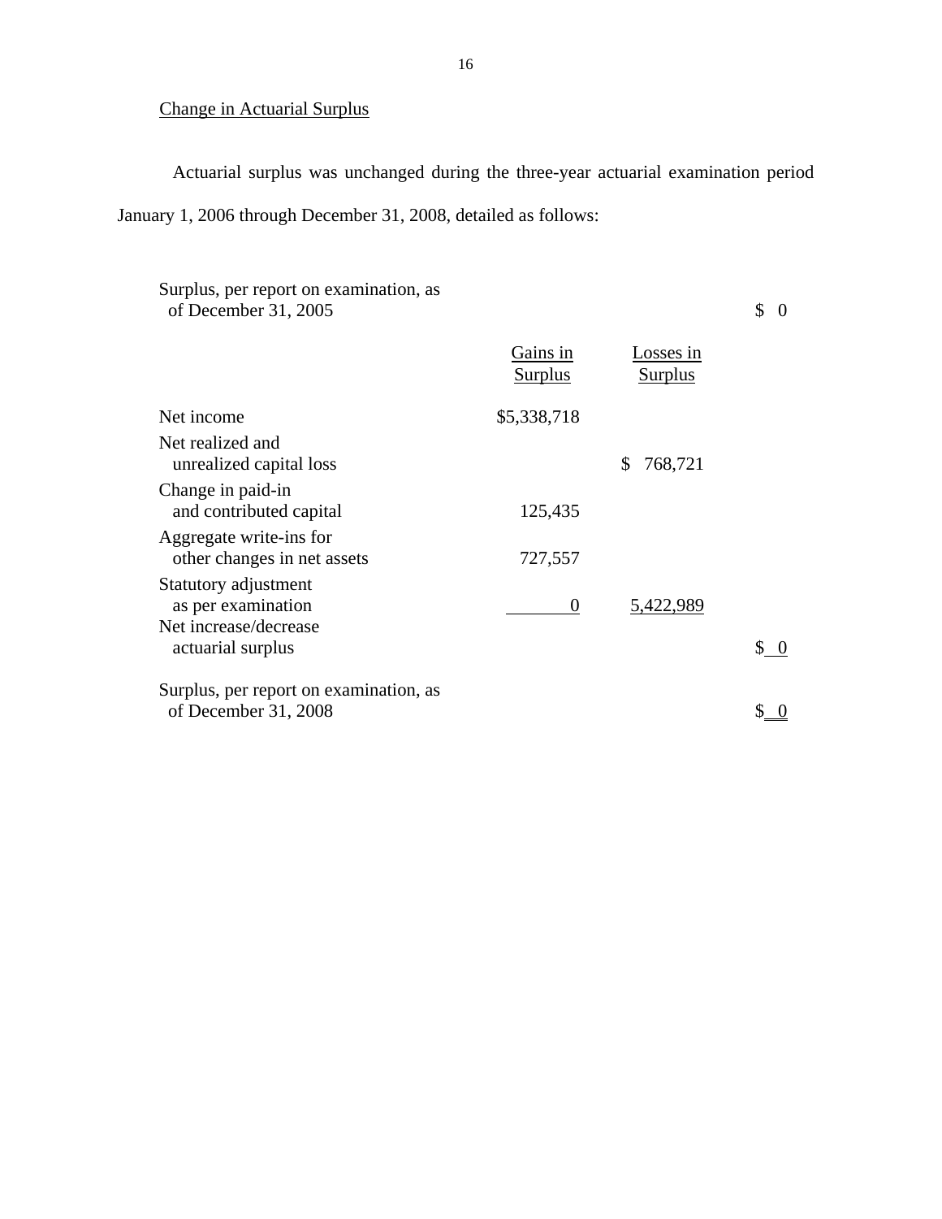Change in Actuarial Surplus

Actuarial surplus was unchanged during the three-year actuarial examination period January 1, 2006 through December 31, 2008, detailed as follows:

| | Gains in Surplus | Losses in Surplus | |
|---|---|---|---|
| Surplus, per report on examination, as of December 31, 2005 | | | $ 0 |
| Net income | $5,338,718 | | |
| Net realized and unrealized capital loss | | $ 768,721 | |
| Change in paid-in and contributed capital | 125,435 | | |
| Aggregate write-ins for other changes in net assets | 727,557 | | |
| Statutory adjustment as per examination | 0 | 5,422,989 | |
| Net increase/decrease actuarial surplus | | | $ 0 |
| Surplus, per report on examination, as of December 31, 2008 | | | $ 0 |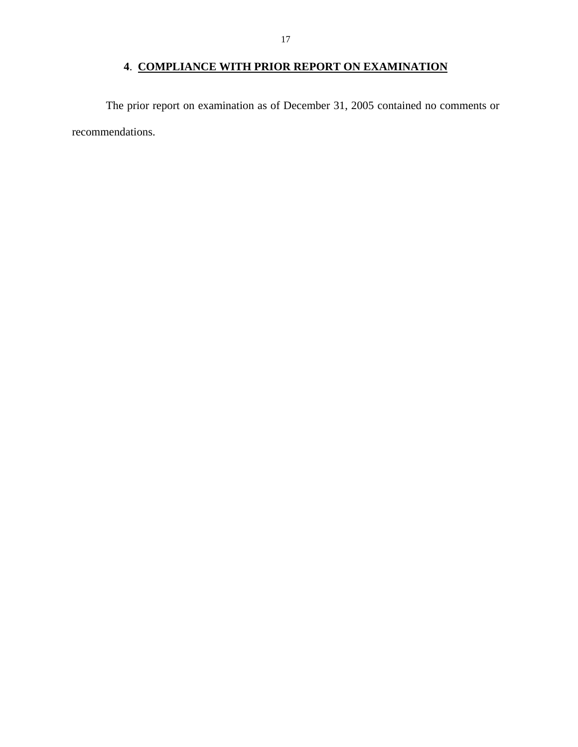## 4. COMPLIANCE WITH PRIOR REPORT ON EXAMINATION

The prior report on examination as of December 31, 2005 contained no comments or recommendations.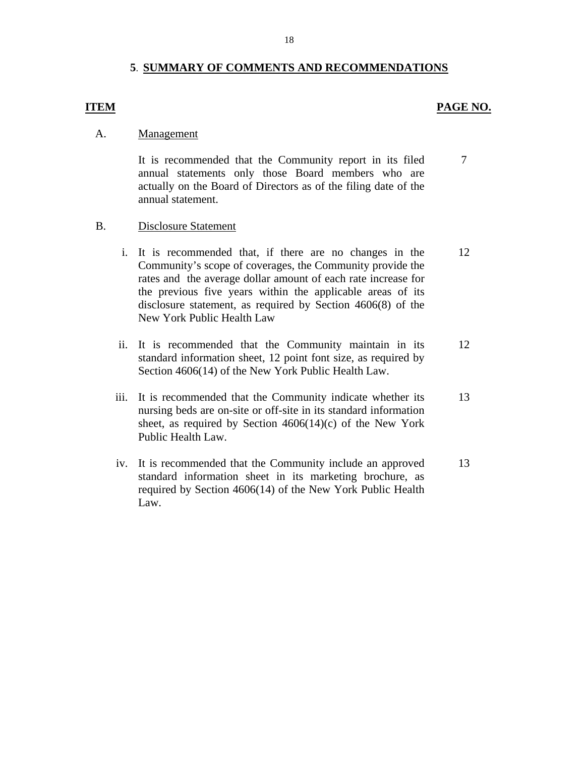## 5. SUMMARY OF COMMENTS AND RECOMMENDATIONS

| ITEM | | PAGE NO. |
|---|---|---|
| A. | **Management** | |
| | It is recommended that the Community report in its filed annual statements only those Board members who are actually on the Board of Directors as of the filing date of the annual statement. | 7 |
| B. | **Disclosure Statement** | |
| i. | It is recommended that, if there are no changes in the Community's scope of coverages, the Community provide the rates and the average dollar amount of each rate increase for the previous five years within the applicable areas of its disclosure statement, as required by Section 4606(8) of the New York Public Health Law | 12 |
| ii. | It is recommended that the Community maintain in its standard information sheet, 12 point font size, as required by Section 4606(14) of the New York Public Health Law. | 12 |
| iii. | It is recommended that the Community indicate whether its nursing beds are on-site or off-site in its standard information sheet, as required by Section 4606(14)(c) of the New York Public Health Law. | 13 |
| iv. | It is recommended that the Community include an approved standard information sheet in its marketing brochure, as required by Section 4606(14) of the New York Public Health Law. | 13 |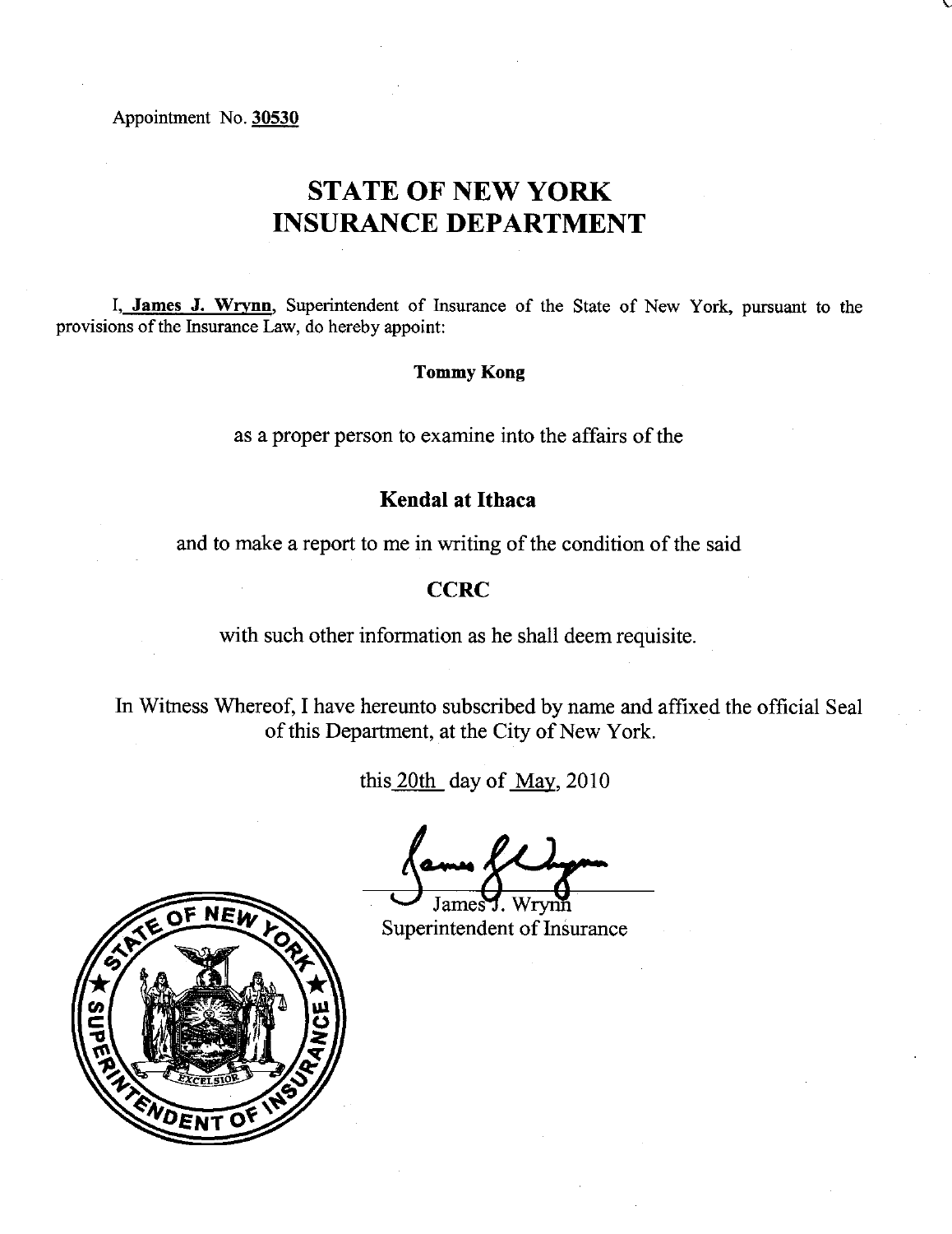Appointment No. 30530

# STATE OF NEW YORK
# INSURANCE DEPARTMENT

I, **James J. Wrynn**, Superintendent of Insurance of the State of New York, pursuant to the provisions of the Insurance Law, do hereby appoint:

**Tommy Kong**

as a proper person to examine into the affairs of the

**Kendal at Ithaca**

and to make a report to me in writing of the condition of the said

**CCRC**

with such other information as he shall deem requisite.

In Witness Whereof, I have hereunto subscribed by name and affixed the official Seal of this Department, at the City of New York.

this 20th day of May, 2010

James J. Wrynn
Superintendent of Insurance

STATE OF NEW YORK ★ SUPERINTENDENT OF INSURANCE ★ EXCELSIOR